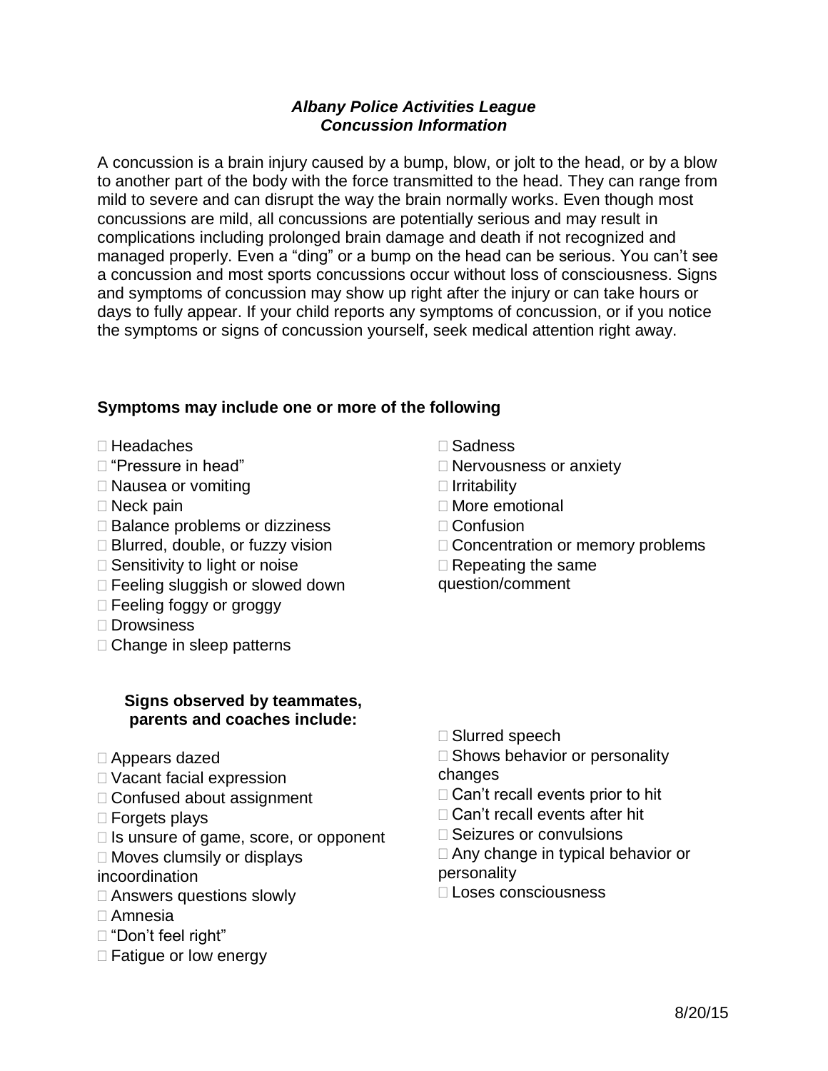***Albany Police Activities League***
***Concussion Information***

A concussion is a brain injury caused by a bump, blow, or jolt to the head, or by a blow to another part of the body with the force transmitted to the head. They can range from mild to severe and can disrupt the way the brain normally works. Even though most concussions are mild, all concussions are potentially serious and may result in complications including prolonged brain damage and death if not recognized and managed properly. Even a "ding" or a bump on the head can be serious. You can't see a concussion and most sports concussions occur without loss of consciousness. Signs and symptoms of concussion may show up right after the injury or can take hours or days to fully appear. If your child reports any symptoms of concussion, or if you notice the symptoms or signs of concussion yourself, seek medical attention right away.

**Symptoms may include one or more of the following**

- Headaches
- "Pressure in head"
- Nausea or vomiting
- Neck pain
- Balance problems or dizziness
- Blurred, double, or fuzzy vision
- Sensitivity to light or noise
- Feeling sluggish or slowed down
- Feeling foggy or groggy
- Drowsiness
- Change in sleep patterns
- Sadness
- Nervousness or anxiety
- Irritability
- More emotional
- Confusion
- Concentration or memory problems
- Repeating the same question/comment

**Signs observed by teammates, parents and coaches include:**

- Appears dazed
- Vacant facial expression
- Confused about assignment
- Forgets plays
- Is unsure of game, score, or opponent
- Moves clumsily or displays incoordination
- Answers questions slowly
- Amnesia
- "Don't feel right"
- Fatigue or low energy
- Slurred speech
- Shows behavior or personality changes
- Can't recall events prior to hit
- Can't recall events after hit
- Seizures or convulsions
- Any change in typical behavior or personality
- Loses consciousness

8/20/15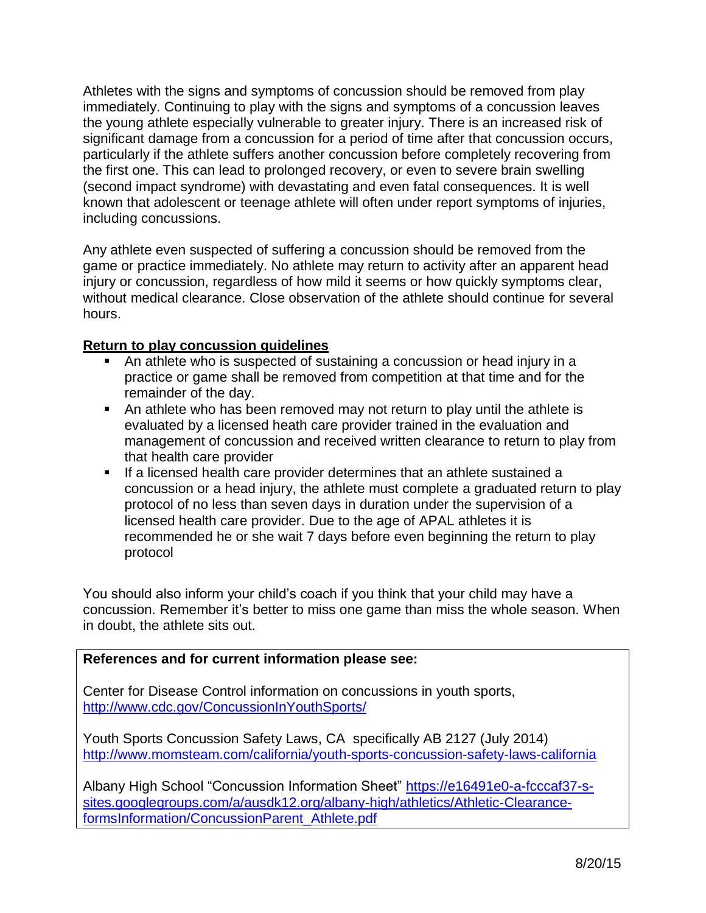Athletes with the signs and symptoms of concussion should be removed from play immediately. Continuing to play with the signs and symptoms of a concussion leaves the young athlete especially vulnerable to greater injury. There is an increased risk of significant damage from a concussion for a period of time after that concussion occurs, particularly if the athlete suffers another concussion before completely recovering from the first one. This can lead to prolonged recovery, or even to severe brain swelling (second impact syndrome) with devastating and even fatal consequences. It is well known that adolescent or teenage athlete will often under report symptoms of injuries, including concussions.

Any athlete even suspected of suffering a concussion should be removed from the game or practice immediately. No athlete may return to activity after an apparent head injury or concussion, regardless of how mild it seems or how quickly symptoms clear, without medical clearance. Close observation of the athlete should continue for several hours.

**Return to play concussion guidelines**

- An athlete who is suspected of sustaining a concussion or head injury in a practice or game shall be removed from competition at that time and for the remainder of the day.
- An athlete who has been removed may not return to play until the athlete is evaluated by a licensed heath care provider trained in the evaluation and management of concussion and received written clearance to return to play from that health care provider
- If a licensed health care provider determines that an athlete sustained a concussion or a head injury, the athlete must complete a graduated return to play protocol of no less than seven days in duration under the supervision of a licensed health care provider. Due to the age of APAL athletes it is recommended he or she wait 7 days before even beginning the return to play protocol

You should also inform your child's coach if you think that your child may have a concussion. Remember it's better to miss one game than miss the whole season. When in doubt, the athlete sits out.

**References and for current information please see:**

Center for Disease Control information on concussions in youth sports, http://www.cdc.gov/ConcussionInYouthSports/

Youth Sports Concussion Safety Laws, CA specifically AB 2127 (July 2014) http://www.momsteam.com/california/youth-sports-concussion-safety-laws-california

Albany High School "Concussion Information Sheet" https://e16491e0-a-fcccaf37-s-sites.googlegroups.com/a/ausdk12.org/albany-high/athletics/Athletic-Clearance-formsInformation/ConcussionParent_Athlete.pdf

8/20/15